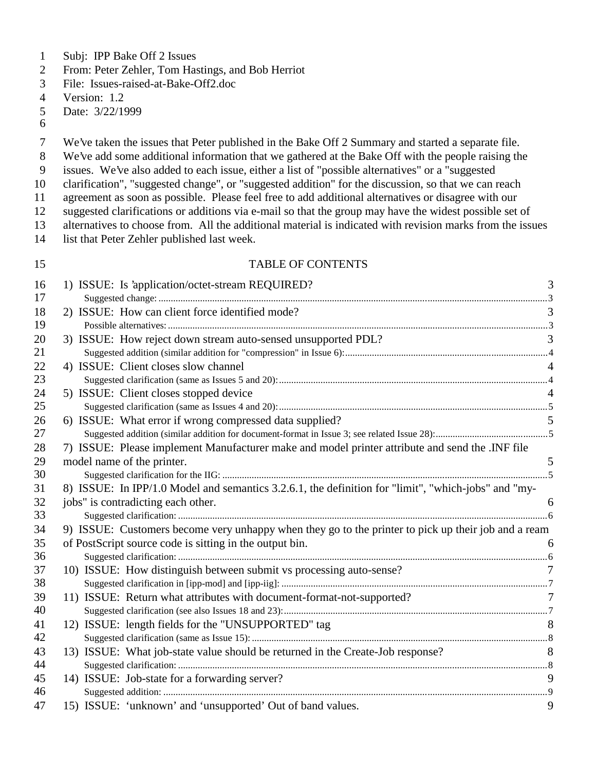Subj: IPP Bake Off 2 Issues
From: Peter Zehler, Tom Hastings, and Bob Herriot
File: Issues-raised-at-Bake-Off2.doc
Version: 1.2
Date: 3/22/1999

We've taken the issues that Peter published in the Bake Off 2 Summary and started a separate file. We've add some additional information that we gathered at the Bake Off with the people raising the issues. We've also added to each issue, either a list of "possible alternatives" or a "suggested clarification", "suggested change", or "suggested addition" for the discussion, so that we can reach agreement as soon as possible. Please feel free to add additional alternatives or disagree with our suggested clarifications or additions via e-mail so that the group may have the widest possible set of alternatives to choose from. All the additional material is indicated with revision marks from the issues list that Peter Zehler published last week.

## TABLE OF CONTENTS

1) ISSUE: Is 'application/octet-stream REQUIRED? 3
   - Suggested change: 3

2) ISSUE: How can client force identified mode? 3
   - Possible alternatives: 3

3) ISSUE: How reject down stream auto-sensed unsupported PDL? 3
   - Suggested addition (similar addition for "compression" in Issue 6): 4

4) ISSUE: Client closes slow channel 4
   - Suggested clarification (same as Issues 5 and 20): 4

5) ISSUE: Client closes stopped device 4
   - Suggested clarification (same as Issues 4 and 20): 5

6) ISSUE: What error if wrong compressed data supplied? 5
   - Suggested addition (similar addition for document-format in Issue 3; see related Issue 28): 5

7) ISSUE: Please implement Manufacturer make and model printer attribute and send the .INF file model name of the printer. 5
   - Suggested clarification for the IIG: 5

8) ISSUE: In IPP/1.0 Model and semantics 3.2.6.1, the definition for "limit", "which-jobs" and "my-jobs" is contradicting each other. 6
   - Suggested clarification: 6

9) ISSUE: Customers become very unhappy when they go to the printer to pick up their job and a ream of PostScript source code is sitting in the output bin. 6
   - Suggested clarification: 6

10) ISSUE: How distinguish between submit vs processing auto-sense? 7
    - Suggested clarification in [ipp-mod] and [ipp-iig]: 7

11) ISSUE: Return what attributes with document-format-not-supported? 7
    - Suggested clarification (see also Issues 18 and 23): 7

12) ISSUE: length fields for the "UNSUPPORTED" tag 8
    - Suggested clarification (same as Issue 15): 8

13) ISSUE: What job-state value should be returned in the Create-Job response? 8
    - Suggested clarification: 8

14) ISSUE: Job-state for a forwarding server? 9
    - Suggested addition: 9

15) ISSUE: 'unknown' and 'unsupported' Out of band values. 9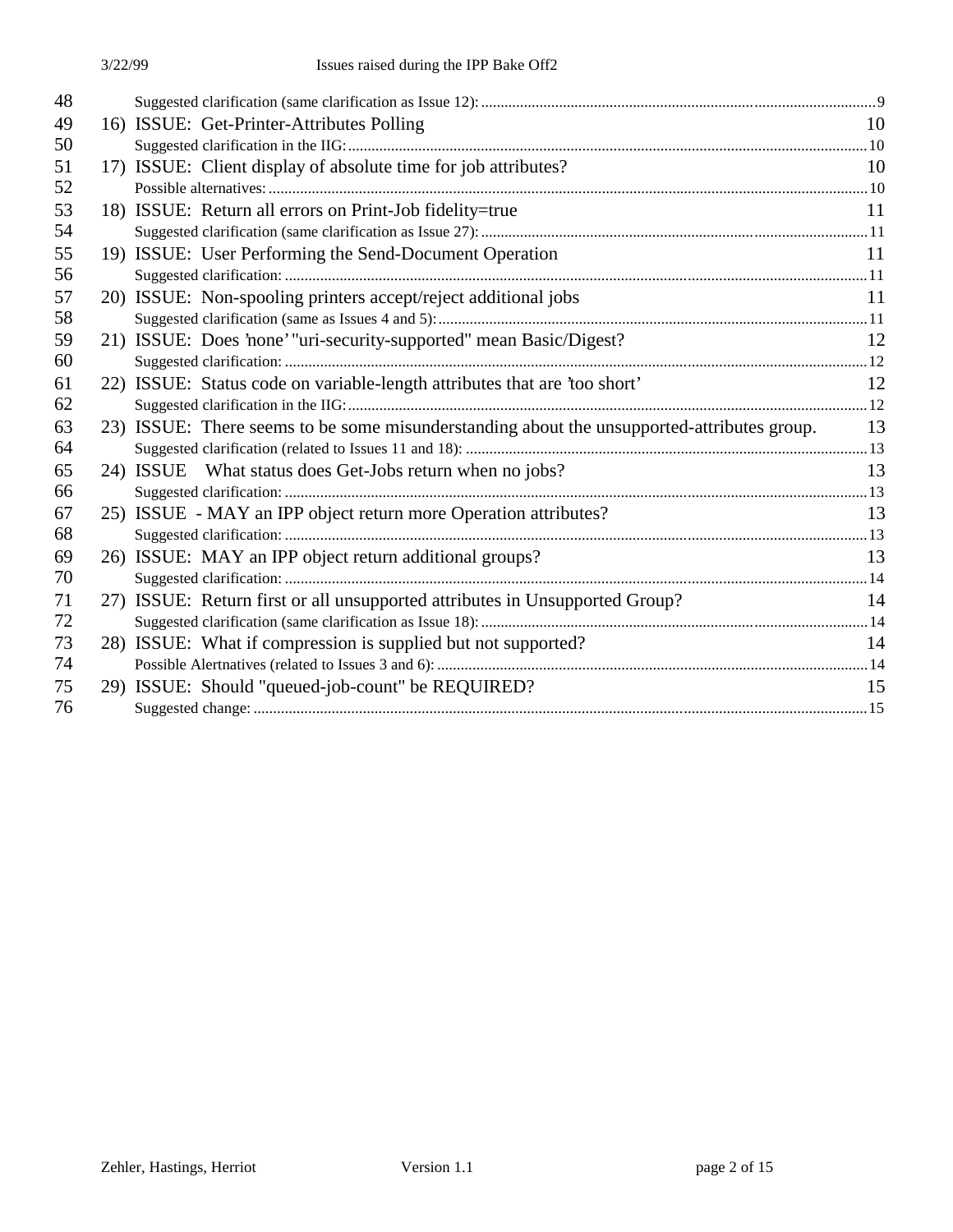48 Suggested clarification (same clarification as Issue 12): 9

49 16) ISSUE: Get-Printer-Attributes Polling 10

50 Suggested clarification in the IIG: 10

51 17) ISSUE: Client display of absolute time for job attributes? 10

52 Possible alternatives: 10

53 18) ISSUE: Return all errors on Print-Job fidelity=true 11

54 Suggested clarification (same clarification as Issue 27): 11

55 19) ISSUE: User Performing the Send-Document Operation 11

56 Suggested clarification: 11

57 20) ISSUE: Non-spooling printers accept/reject additional jobs 11

58 Suggested clarification (same as Issues 4 and 5): 11

59 21) ISSUE: Does 'none' "uri-security-supported" mean Basic/Digest? 12

60 Suggested clarification: 12

61 22) ISSUE: Status code on variable-length attributes that are 'too short' 12

62 Suggested clarification in the IIG: 12

63 23) ISSUE: There seems to be some misunderstanding about the unsupported-attributes group. 13

64 Suggested clarification (related to Issues 11 and 18): 13

65 24) ISSUE What status does Get-Jobs return when no jobs? 13

66 Suggested clarification: 13

67 25) ISSUE - MAY an IPP object return more Operation attributes? 13

68 Suggested clarification: 13

69 26) ISSUE: MAY an IPP object return additional groups? 13

70 Suggested clarification: 14

71 27) ISSUE: Return first or all unsupported attributes in Unsupported Group? 14

72 Suggested clarification (same clarification as Issue 18): 14

73 28) ISSUE: What if compression is supplied but not supported? 14

74 Possible Alertnatives (related to Issues 3 and 6): 14

75 29) ISSUE: Should "queued-job-count" be REQUIRED? 15

76 Suggested change: 15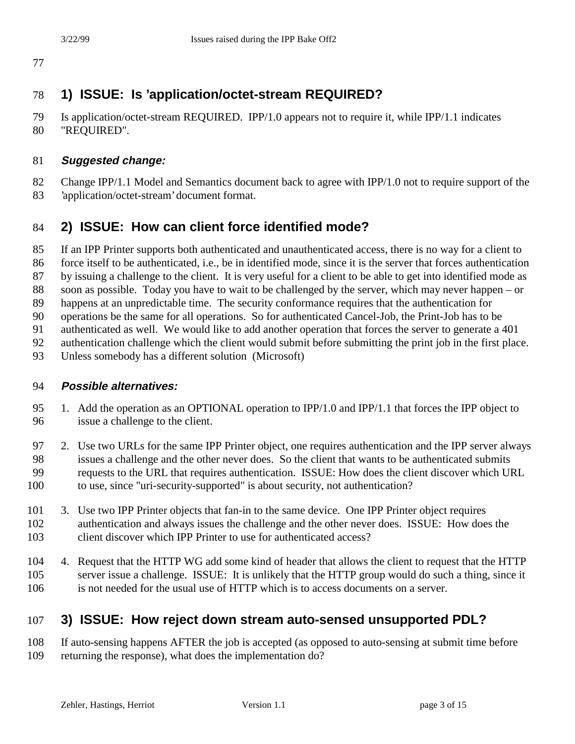## 1) ISSUE: Is 'application/octet-stream REQUIRED?

Is application/octet-stream REQUIRED. IPP/1.0 appears not to require it, while IPP/1.1 indicates "REQUIRED".

### *Suggested change:*

Change IPP/1.1 Model and Semantics document back to agree with IPP/1.0 not to require support of the 'application/octet-stream' document format.

## 2) ISSUE: How can client force identified mode?

If an IPP Printer supports both authenticated and unauthenticated access, there is no way for a client to force itself to be authenticated, i.e., be in identified mode, since it is the server that forces authentication by issuing a challenge to the client. It is very useful for a client to be able to get into identified mode as soon as possible. Today you have to wait to be challenged by the server, which may never happen – or happens at an unpredictable time. The security conformance requires that the authentication for operations be the same for all operations. So for authenticated Cancel-Job, the Print-Job has to be authenticated as well. We would like to add another operation that forces the server to generate a 401 authentication challenge which the client would submit before submitting the print job in the first place. Unless somebody has a different solution (Microsoft)

### *Possible alternatives:*

1. Add the operation as an OPTIONAL operation to IPP/1.0 and IPP/1.1 that forces the IPP object to issue a challenge to the client.

2. Use two URLs for the same IPP Printer object, one requires authentication and the IPP server always issues a challenge and the other never does. So the client that wants to be authenticated submits requests to the URL that requires authentication. ISSUE: How does the client discover which URL to use, since "uri-security-supported" is about security, not authentication?

3. Use two IPP Printer objects that fan-in to the same device. One IPP Printer object requires authentication and always issues the challenge and the other never does. ISSUE: How does the client discover which IPP Printer to use for authenticated access?

4. Request that the HTTP WG add some kind of header that allows the client to request that the HTTP server issue a challenge. ISSUE: It is unlikely that the HTTP group would do such a thing, since it is not needed for the usual use of HTTP which is to access documents on a server.

## 3) ISSUE: How reject down stream auto-sensed unsupported PDL?

If auto-sensing happens AFTER the job is accepted (as opposed to auto-sensing at submit time before returning the response), what does the implementation do?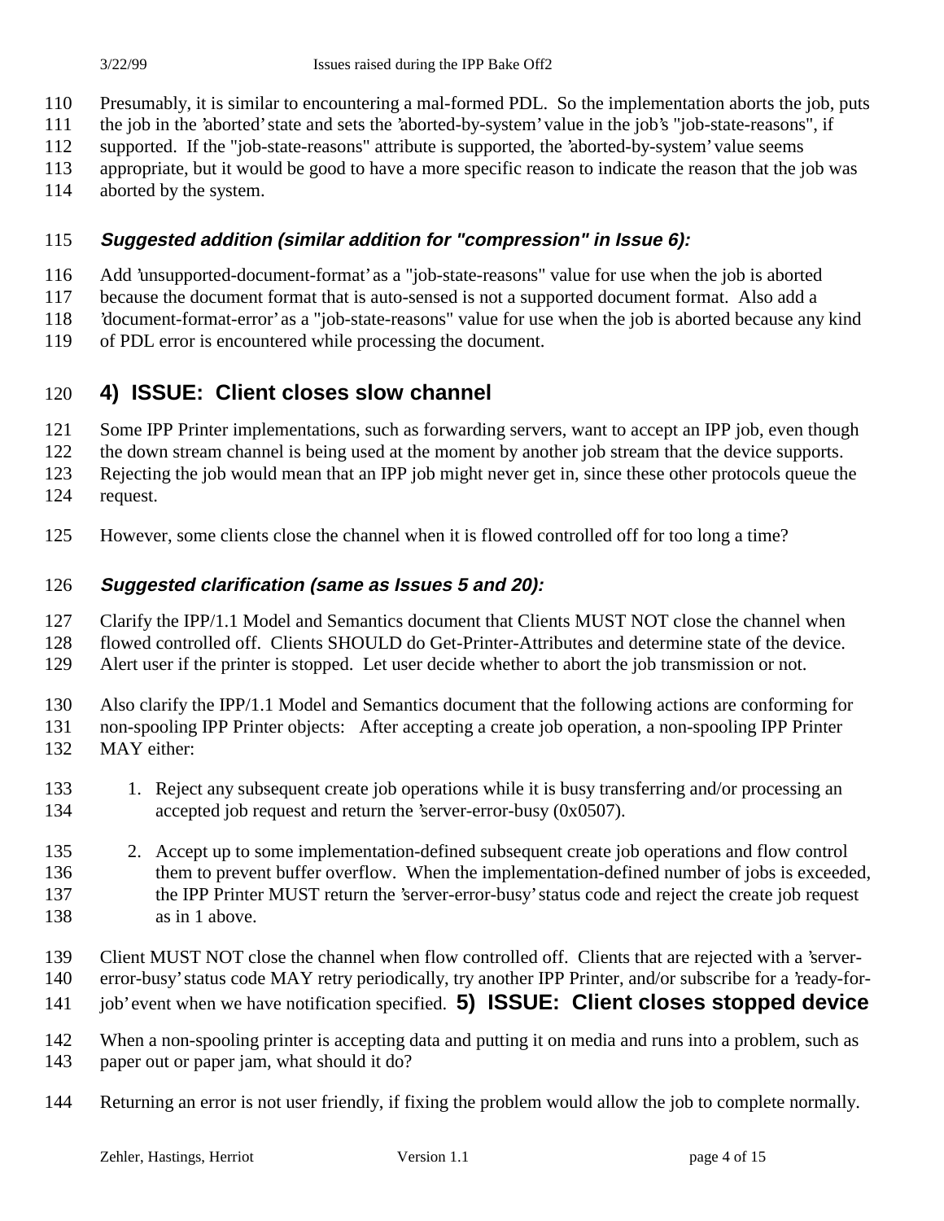Presumably, it is similar to encountering a mal-formed PDL. So the implementation aborts the job, puts the job in the 'aborted' state and sets the 'aborted-by-system' value in the job's "job-state-reasons", if supported. If the "job-state-reasons" attribute is supported, the 'aborted-by-system' value seems appropriate, but it would be good to have a more specific reason to indicate the reason that the job was aborted by the system.

### *Suggested addition (similar addition for "compression" in Issue 6):*

Add 'unsupported-document-format' as a "job-state-reasons" value for use when the job is aborted because the document format that is auto-sensed is not a supported document format. Also add a 'document-format-error' as a "job-state-reasons" value for use when the job is aborted because any kind of PDL error is encountered while processing the document.

## 4) ISSUE: Client closes slow channel

Some IPP Printer implementations, such as forwarding servers, want to accept an IPP job, even though the down stream channel is being used at the moment by another job stream that the device supports. Rejecting the job would mean that an IPP job might never get in, since these other protocols queue the request.

However, some clients close the channel when it is flowed controlled off for too long a time?

### *Suggested clarification (same as Issues 5 and 20):*

Clarify the IPP/1.1 Model and Semantics document that Clients MUST NOT close the channel when flowed controlled off. Clients SHOULD do Get-Printer-Attributes and determine state of the device. Alert user if the printer is stopped. Let user decide whether to abort the job transmission or not.

Also clarify the IPP/1.1 Model and Semantics document that the following actions are conforming for non-spooling IPP Printer objects: After accepting a create job operation, a non-spooling IPP Printer MAY either:

1. Reject any subsequent create job operations while it is busy transferring and/or processing an accepted job request and return the 'server-error-busy (0x0507).

2. Accept up to some implementation-defined subsequent create job operations and flow control them to prevent buffer overflow. When the implementation-defined number of jobs is exceeded, the IPP Printer MUST return the 'server-error-busy' status code and reject the create job request as in 1 above.

Client MUST NOT close the channel when flow controlled off. Clients that are rejected with a 'server-error-busy' status code MAY retry periodically, try another IPP Printer, and/or subscribe for a 'ready-for-job' event when we have notification specified.

## 5) ISSUE: Client closes stopped device

When a non-spooling printer is accepting data and putting it on media and runs into a problem, such as paper out or paper jam, what should it do?

Returning an error is not user friendly, if fixing the problem would allow the job to complete normally.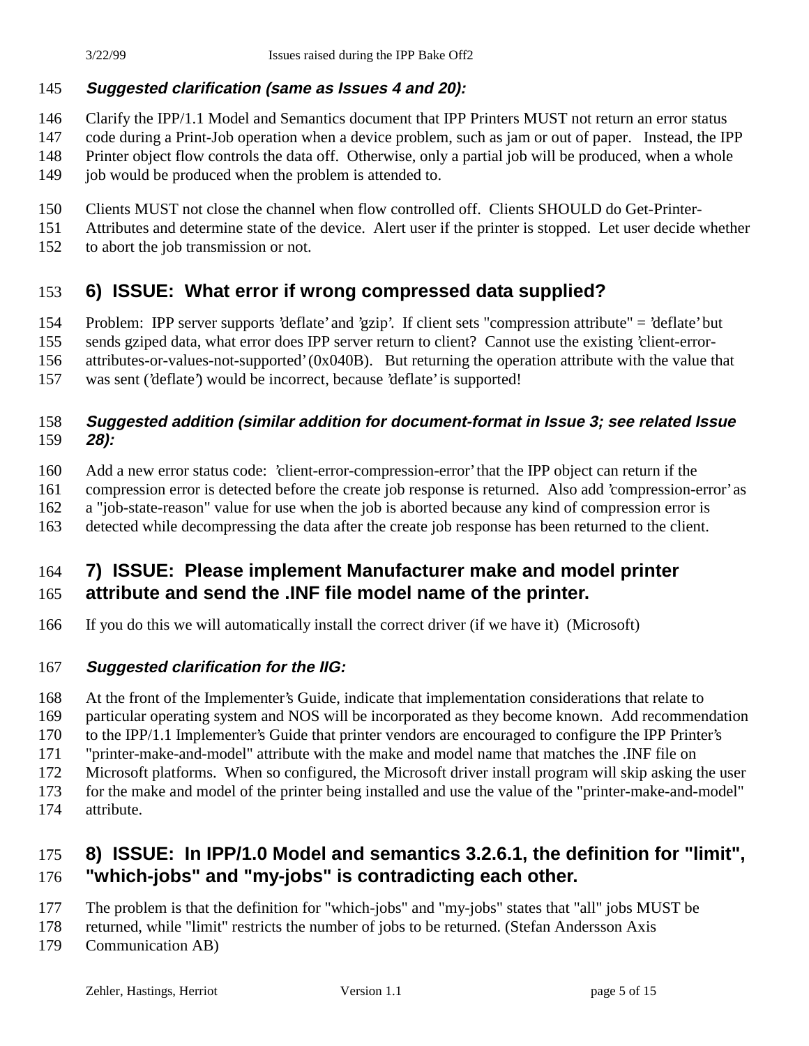***Suggested clarification (same as Issues 4 and 20):***

Clarify the IPP/1.1 Model and Semantics document that IPP Printers MUST not return an error status code during a Print-Job operation when a device problem, such as jam or out of paper. Instead, the IPP Printer object flow controls the data off. Otherwise, only a partial job will be produced, when a whole job would be produced when the problem is attended to.

Clients MUST not close the channel when flow controlled off. Clients SHOULD do Get-Printer-Attributes and determine state of the device. Alert user if the printer is stopped. Let user decide whether to abort the job transmission or not.

## 6) ISSUE: What error if wrong compressed data supplied?

Problem: IPP server supports 'deflate' and 'gzip'. If client sets "compression attribute" = 'deflate' but sends gziped data, what error does IPP server return to client? Cannot use the existing 'client-error-attributes-or-values-not-supported' (0x040B). But returning the operation attribute with the value that was sent ('deflate') would be incorrect, because 'deflate' is supported!

***Suggested addition (similar addition for document-format in Issue 3; see related Issue 28):***

Add a new error status code: 'client-error-compression-error' that the IPP object can return if the compression error is detected before the create job response is returned. Also add 'compression-error' as a "job-state-reason" value for use when the job is aborted because any kind of compression error is detected while decompressing the data after the create job response has been returned to the client.

## 7) ISSUE: Please implement Manufacturer make and model printer attribute and send the .INF file model name of the printer.

If you do this we will automatically install the correct driver (if we have it) (Microsoft)

***Suggested clarification for the IIG:***

At the front of the Implementer's Guide, indicate that implementation considerations that relate to particular operating system and NOS will be incorporated as they become known. Add recommendation to the IPP/1.1 Implementer's Guide that printer vendors are encouraged to configure the IPP Printer's "printer-make-and-model" attribute with the make and model name that matches the .INF file on Microsoft platforms. When so configured, the Microsoft driver install program will skip asking the user for the make and model of the printer being installed and use the value of the "printer-make-and-model" attribute.

## 8) ISSUE: In IPP/1.0 Model and semantics 3.2.6.1, the definition for "limit", "which-jobs" and "my-jobs" is contradicting each other.

The problem is that the definition for "which-jobs" and "my-jobs" states that "all" jobs MUST be returned, while "limit" restricts the number of jobs to be returned. (Stefan Andersson Axis Communication AB)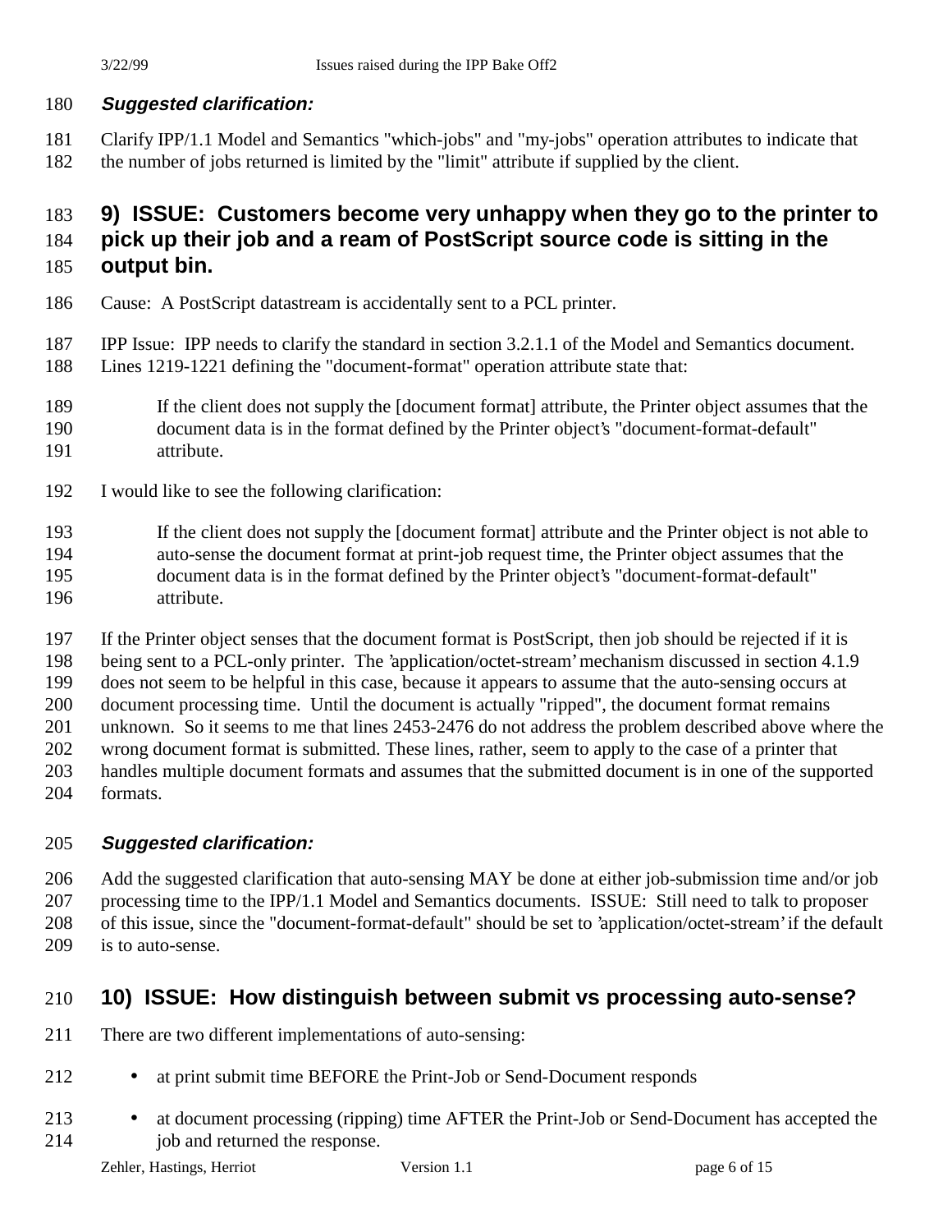***Suggested clarification:***

Clarify IPP/1.1 Model and Semantics "which-jobs" and "my-jobs" operation attributes to indicate that the number of jobs returned is limited by the "limit" attribute if supplied by the client.

## 9) ISSUE: Customers become very unhappy when they go to the printer to pick up their job and a ream of PostScript source code is sitting in the output bin.

Cause: A PostScript datastream is accidentally sent to a PCL printer.

IPP Issue: IPP needs to clarify the standard in section 3.2.1.1 of the Model and Semantics document. Lines 1219-1221 defining the "document-format" operation attribute state that:

> If the client does not supply the [document format] attribute, the Printer object assumes that the document data is in the format defined by the Printer object's "document-format-default" attribute.

I would like to see the following clarification:

> If the client does not supply the [document format] attribute and the Printer object is not able to auto-sense the document format at print-job request time, the Printer object assumes that the document data is in the format defined by the Printer object's "document-format-default" attribute.

If the Printer object senses that the document format is PostScript, then job should be rejected if it is being sent to a PCL-only printer. The 'application/octet-stream' mechanism discussed in section 4.1.9 does not seem to be helpful in this case, because it appears to assume that the auto-sensing occurs at document processing time. Until the document is actually "ripped", the document format remains unknown. So it seems to me that lines 2453-2476 do not address the problem described above where the wrong document format is submitted. These lines, rather, seem to apply to the case of a printer that handles multiple document formats and assumes that the submitted document is in one of the supported formats.

***Suggested clarification:***

Add the suggested clarification that auto-sensing MAY be done at either job-submission time and/or job processing time to the IPP/1.1 Model and Semantics documents. ISSUE: Still need to talk to proposer of this issue, since the "document-format-default" should be set to 'application/octet-stream' if the default is to auto-sense.

## 10) ISSUE: How distinguish between submit vs processing auto-sense?

There are two different implementations of auto-sensing:

- at print submit time BEFORE the Print-Job or Send-Document responds
- at document processing (ripping) time AFTER the Print-Job or Send-Document has accepted the job and returned the response.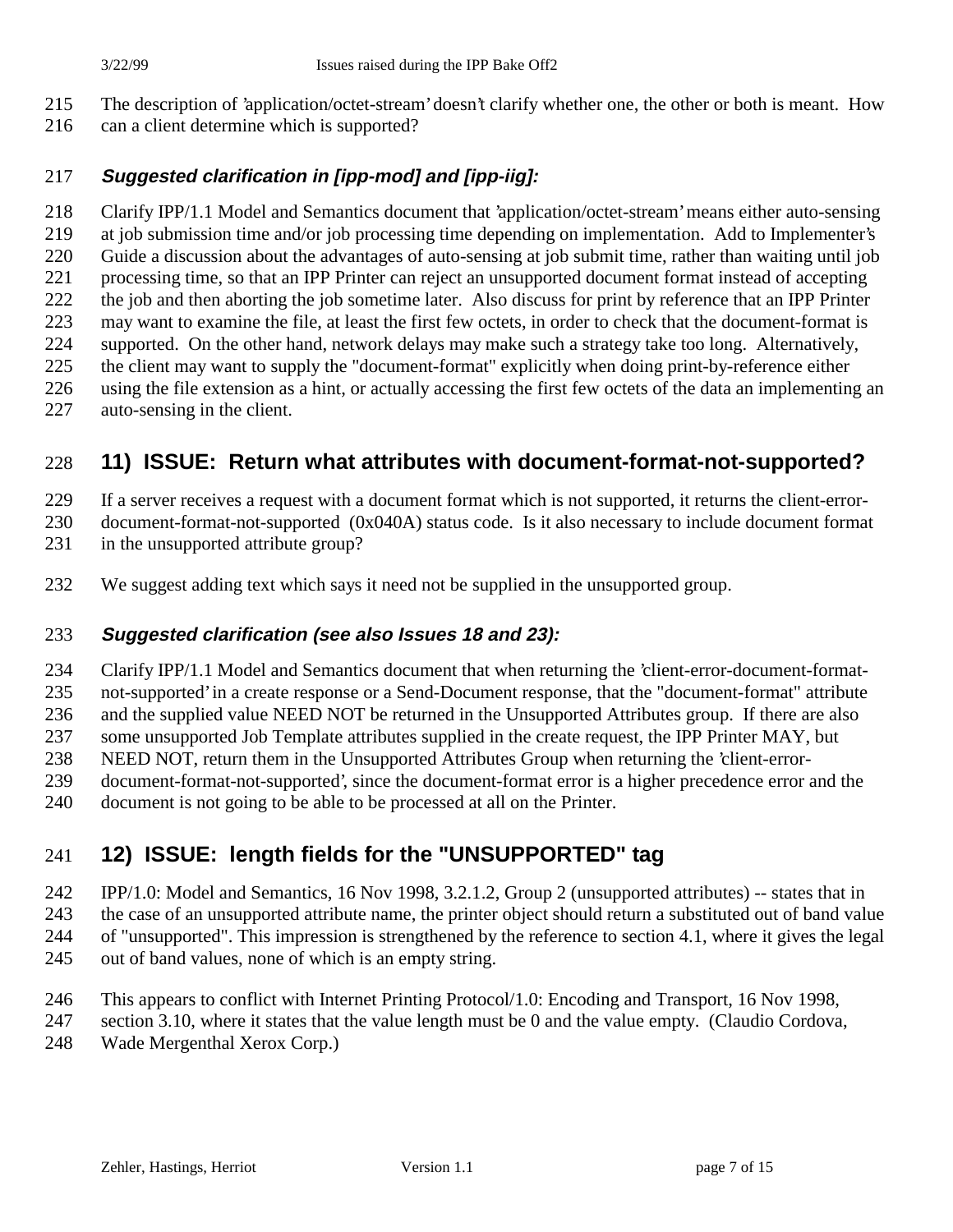The description of 'application/octet-stream' doesn't clarify whether one, the other or both is meant. How can a client determine which is supported?

#### *Suggested clarification in [ipp-mod] and [ipp-iig]:*

Clarify IPP/1.1 Model and Semantics document that 'application/octet-stream' means either auto-sensing at job submission time and/or job processing time depending on implementation. Add to Implementer's Guide a discussion about the advantages of auto-sensing at job submit time, rather than waiting until job processing time, so that an IPP Printer can reject an unsupported document format instead of accepting the job and then aborting the job sometime later. Also discuss for print by reference that an IPP Printer may want to examine the file, at least the first few octets, in order to check that the document-format is supported. On the other hand, network delays may make such a strategy take too long. Alternatively, the client may want to supply the "document-format" explicitly when doing print-by-reference either using the file extension as a hint, or actually accessing the first few octets of the data an implementing an auto-sensing in the client.

## 11) ISSUE: Return what attributes with document-format-not-supported?

If a server receives a request with a document format which is not supported, it returns the client-error-document-format-not-supported (0x040A) status code. Is it also necessary to include document format in the unsupported attribute group?

We suggest adding text which says it need not be supplied in the unsupported group.

#### *Suggested clarification (see also Issues 18 and 23):*

Clarify IPP/1.1 Model and Semantics document that when returning the 'client-error-document-format-not-supported' in a create response or a Send-Document response, that the "document-format" attribute and the supplied value NEED NOT be returned in the Unsupported Attributes group. If there are also some unsupported Job Template attributes supplied in the create request, the IPP Printer MAY, but NEED NOT, return them in the Unsupported Attributes Group when returning the 'client-error-document-format-not-supported', since the document-format error is a higher precedence error and the document is not going to be able to be processed at all on the Printer.

## 12) ISSUE: length fields for the "UNSUPPORTED" tag

IPP/1.0: Model and Semantics, 16 Nov 1998, 3.2.1.2, Group 2 (unsupported attributes) -- states that in the case of an unsupported attribute name, the printer object should return a substituted out of band value of "unsupported". This impression is strengthened by the reference to section 4.1, where it gives the legal out of band values, none of which is an empty string.

This appears to conflict with Internet Printing Protocol/1.0: Encoding and Transport, 16 Nov 1998, section 3.10, where it states that the value length must be 0 and the value empty. (Claudio Cordova, Wade Mergenthal Xerox Corp.)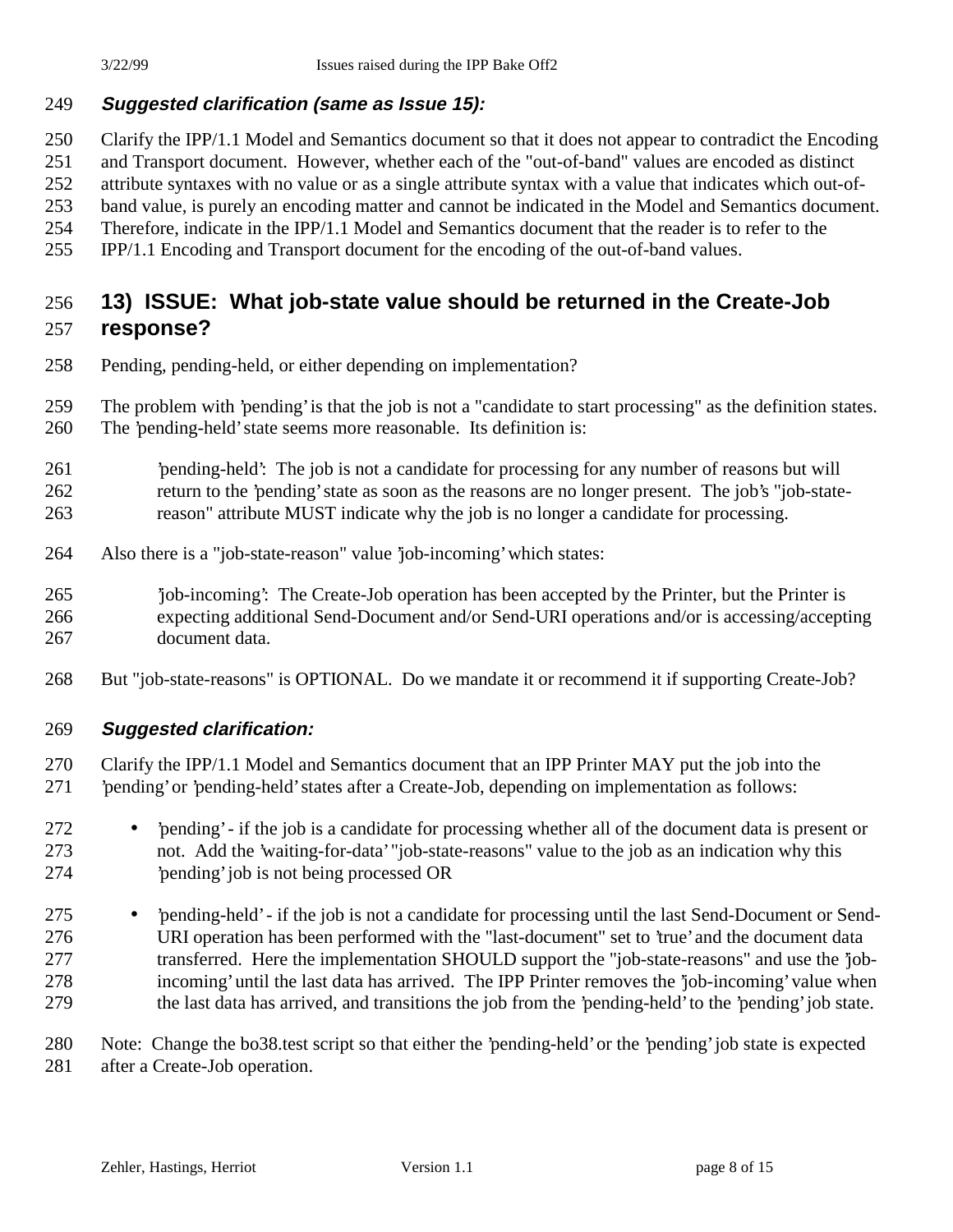***Suggested clarification (same as Issue 15):***

Clarify the IPP/1.1 Model and Semantics document so that it does not appear to contradict the Encoding and Transport document. However, whether each of the "out-of-band" values are encoded as distinct attribute syntaxes with no value or as a single attribute syntax with a value that indicates which out-of-band value, is purely an encoding matter and cannot be indicated in the Model and Semantics document. Therefore, indicate in the IPP/1.1 Model and Semantics document that the reader is to refer to the IPP/1.1 Encoding and Transport document for the encoding of the out-of-band values.

## 13) ISSUE: What job-state value should be returned in the Create-Job response?

Pending, pending-held, or either depending on implementation?

The problem with 'pending' is that the job is not a "candidate to start processing" as the definition states. The 'pending-held' state seems more reasonable. Its definition is:

> 'pending-held': The job is not a candidate for processing for any number of reasons but will return to the 'pending' state as soon as the reasons are no longer present. The job's "job-state-reason" attribute MUST indicate why the job is no longer a candidate for processing.

Also there is a "job-state-reason" value 'job-incoming' which states:

> 'job-incoming': The Create-Job operation has been accepted by the Printer, but the Printer is expecting additional Send-Document and/or Send-URI operations and/or is accessing/accepting document data.

But "job-state-reasons" is OPTIONAL. Do we mandate it or recommend it if supporting Create-Job?

***Suggested clarification:***

Clarify the IPP/1.1 Model and Semantics document that an IPP Printer MAY put the job into the 'pending' or 'pending-held' states after a Create-Job, depending on implementation as follows:

- 'pending' - if the job is a candidate for processing whether all of the document data is present or not. Add the 'waiting-for-data' "job-state-reasons" value to the job as an indication why this 'pending' job is not being processed OR
- 'pending-held' - if the job is not a candidate for processing until the last Send-Document or Send-URI operation has been performed with the "last-document" set to 'true' and the document data transferred. Here the implementation SHOULD support the "job-state-reasons" and use the 'job-incoming' until the last data has arrived. The IPP Printer removes the 'job-incoming' value when the last data has arrived, and transitions the job from the 'pending-held' to the 'pending' job state.

Note: Change the bo38.test script so that either the 'pending-held' or the 'pending' job state is expected after a Create-Job operation.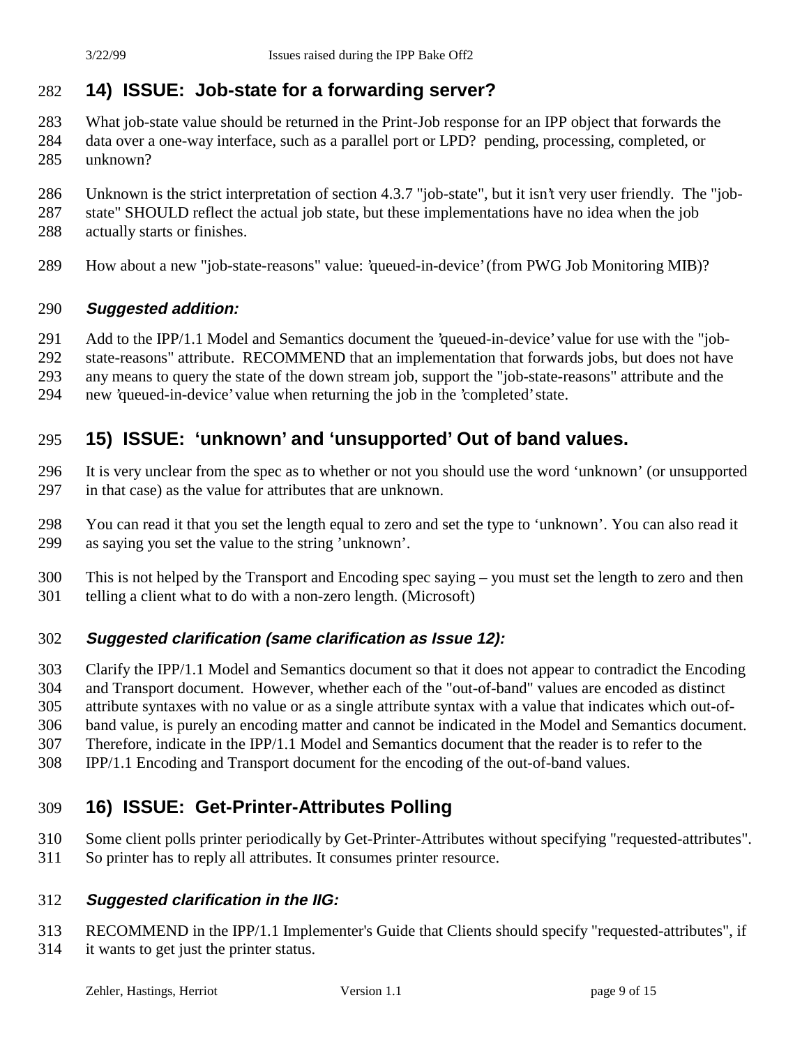## 14) ISSUE: Job-state for a forwarding server?

What job-state value should be returned in the Print-Job response for an IPP object that forwards the data over a one-way interface, such as a parallel port or LPD? pending, processing, completed, or unknown?

Unknown is the strict interpretation of section 4.3.7 "job-state", but it isn't very user friendly. The "job-state" SHOULD reflect the actual job state, but these implementations have no idea when the job actually starts or finishes.

How about a new "job-state-reasons" value: 'queued-in-device' (from PWG Job Monitoring MIB)?

### *Suggested addition:*

Add to the IPP/1.1 Model and Semantics document the 'queued-in-device' value for use with the "job-state-reasons" attribute. RECOMMEND that an implementation that forwards jobs, but does not have any means to query the state of the down stream job, support the "job-state-reasons" attribute and the new 'queued-in-device' value when returning the job in the 'completed' state.

## 15) ISSUE: 'unknown' and 'unsupported' Out of band values.

It is very unclear from the spec as to whether or not you should use the word 'unknown' (or unsupported in that case) as the value for attributes that are unknown.

You can read it that you set the length equal to zero and set the type to 'unknown'. You can also read it as saying you set the value to the string 'unknown'.

This is not helped by the Transport and Encoding spec saying – you must set the length to zero and then telling a client what to do with a non-zero length. (Microsoft)

### *Suggested clarification (same clarification as Issue 12):*

Clarify the IPP/1.1 Model and Semantics document so that it does not appear to contradict the Encoding and Transport document. However, whether each of the "out-of-band" values are encoded as distinct attribute syntaxes with no value or as a single attribute syntax with a value that indicates which out-of-band value, is purely an encoding matter and cannot be indicated in the Model and Semantics document. Therefore, indicate in the IPP/1.1 Model and Semantics document that the reader is to refer to the IPP/1.1 Encoding and Transport document for the encoding of the out-of-band values.

## 16) ISSUE: Get-Printer-Attributes Polling

Some client polls printer periodically by Get-Printer-Attributes without specifying "requested-attributes". So printer has to reply all attributes. It consumes printer resource.

### *Suggested clarification in the IIG:*

RECOMMEND in the IPP/1.1 Implementer's Guide that Clients should specify "requested-attributes", if it wants to get just the printer status.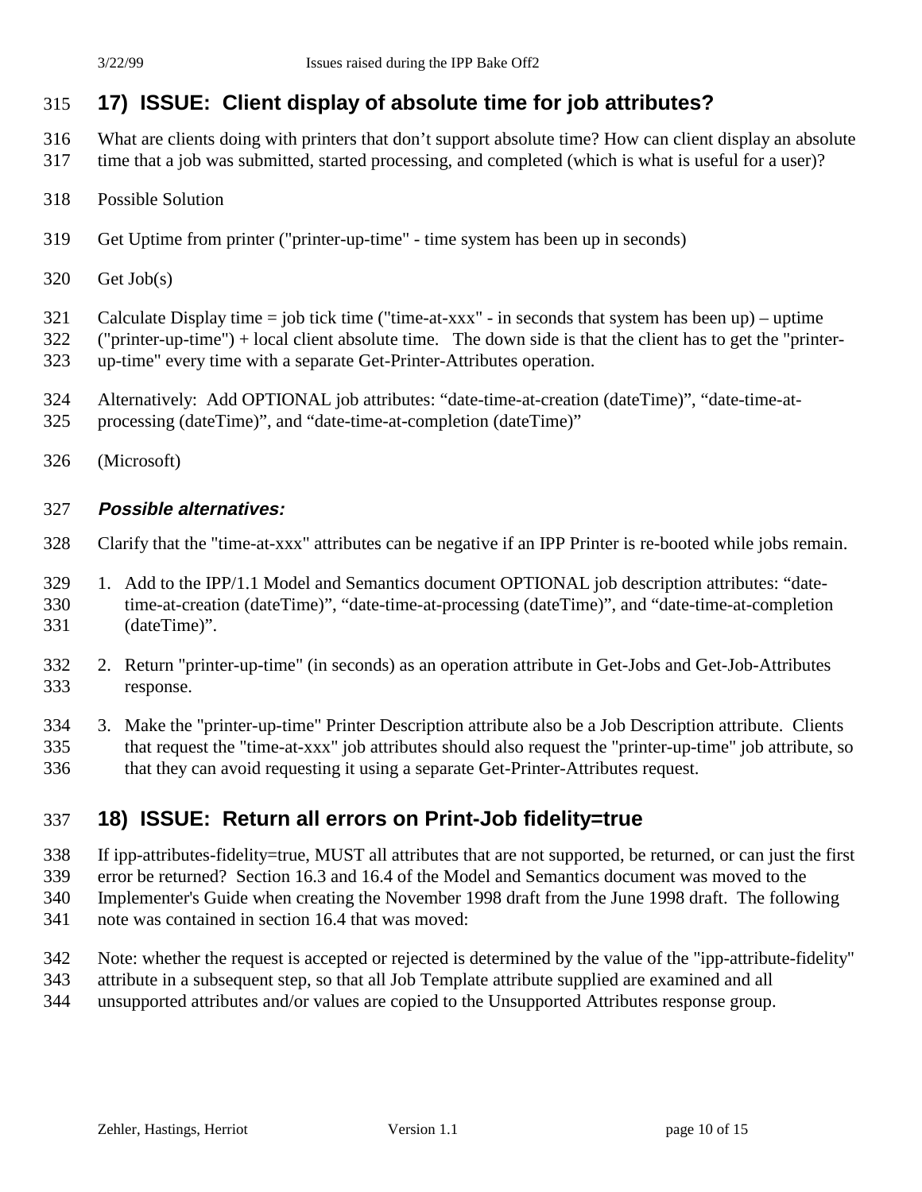## 17) ISSUE: Client display of absolute time for job attributes?

What are clients doing with printers that don't support absolute time? How can client display an absolute time that a job was submitted, started processing, and completed (which is what is useful for a user)?

Possible Solution

Get Uptime from printer ("printer-up-time" - time system has been up in seconds)

Get Job(s)

Calculate Display time = job tick time ("time-at-xxx" - in seconds that system has been up) – uptime ("printer-up-time") + local client absolute time. The down side is that the client has to get the "printer-up-time" every time with a separate Get-Printer-Attributes operation.

Alternatively: Add OPTIONAL job attributes: "date-time-at-creation (dateTime)", "date-time-at-processing (dateTime)", and "date-time-at-completion (dateTime)"

(Microsoft)

### *Possible alternatives:*

Clarify that the "time-at-xxx" attributes can be negative if an IPP Printer is re-booted while jobs remain.

1. Add to the IPP/1.1 Model and Semantics document OPTIONAL job description attributes: "date-time-at-creation (dateTime)", "date-time-at-processing (dateTime)", and "date-time-at-completion (dateTime)".
2. Return "printer-up-time" (in seconds) as an operation attribute in Get-Jobs and Get-Job-Attributes response.
3. Make the "printer-up-time" Printer Description attribute also be a Job Description attribute. Clients that request the "time-at-xxx" job attributes should also request the "printer-up-time" job attribute, so that they can avoid requesting it using a separate Get-Printer-Attributes request.

## 18) ISSUE: Return all errors on Print-Job fidelity=true

If ipp-attributes-fidelity=true, MUST all attributes that are not supported, be returned, or can just the first error be returned? Section 16.3 and 16.4 of the Model and Semantics document was moved to the Implementer's Guide when creating the November 1998 draft from the June 1998 draft. The following note was contained in section 16.4 that was moved:

Note: whether the request is accepted or rejected is determined by the value of the "ipp-attribute-fidelity" attribute in a subsequent step, so that all Job Template attribute supplied are examined and all unsupported attributes and/or values are copied to the Unsupported Attributes response group.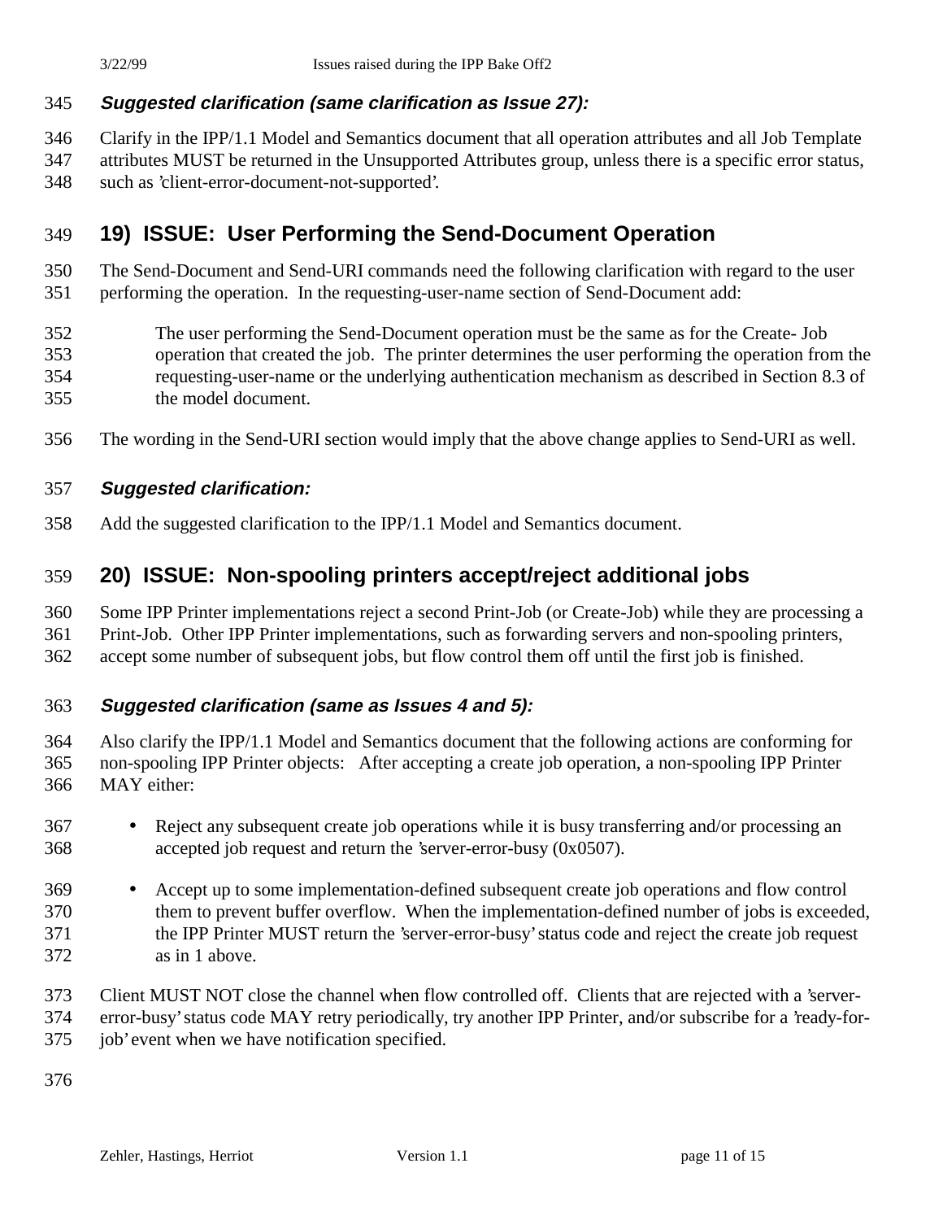***Suggested clarification (same clarification as Issue 27):***

Clarify in the IPP/1.1 Model and Semantics document that all operation attributes and all Job Template attributes MUST be returned in the Unsupported Attributes group, unless there is a specific error status, such as 'client-error-document-not-supported'.

## 19) ISSUE: User Performing the Send-Document Operation

The Send-Document and Send-URI commands need the following clarification with regard to the user performing the operation. In the requesting-user-name section of Send-Document add:

> The user performing the Send-Document operation must be the same as for the Create- Job operation that created the job. The printer determines the user performing the operation from the requesting-user-name or the underlying authentication mechanism as described in Section 8.3 of the model document.

The wording in the Send-URI section would imply that the above change applies to Send-URI as well.

***Suggested clarification:***

Add the suggested clarification to the IPP/1.1 Model and Semantics document.

## 20) ISSUE: Non-spooling printers accept/reject additional jobs

Some IPP Printer implementations reject a second Print-Job (or Create-Job) while they are processing a Print-Job. Other IPP Printer implementations, such as forwarding servers and non-spooling printers, accept some number of subsequent jobs, but flow control them off until the first job is finished.

***Suggested clarification (same as Issues 4 and 5):***

Also clarify the IPP/1.1 Model and Semantics document that the following actions are conforming for non-spooling IPP Printer objects: After accepting a create job operation, a non-spooling IPP Printer MAY either:

- Reject any subsequent create job operations while it is busy transferring and/or processing an accepted job request and return the 'server-error-busy (0x0507).
- Accept up to some implementation-defined subsequent create job operations and flow control them to prevent buffer overflow. When the implementation-defined number of jobs is exceeded, the IPP Printer MUST return the 'server-error-busy' status code and reject the create job request as in 1 above.

Client MUST NOT close the channel when flow controlled off. Clients that are rejected with a 'server-error-busy' status code MAY retry periodically, try another IPP Printer, and/or subscribe for a 'ready-for-job' event when we have notification specified.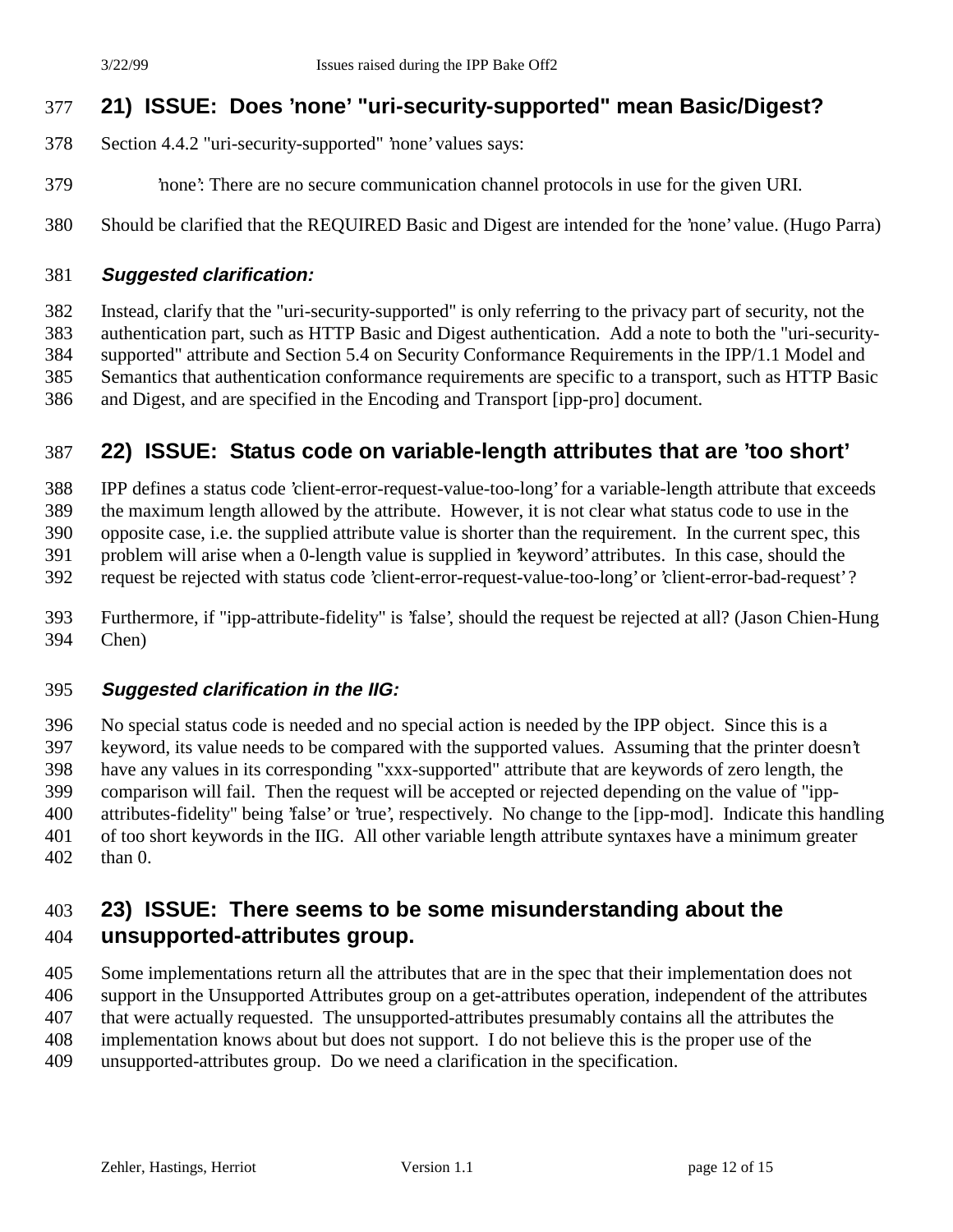## 21) ISSUE: Does 'none' "uri-security-supported" mean Basic/Digest?

Section 4.4.2 "uri-security-supported" 'none' values says:

> 'none': There are no secure communication channel protocols in use for the given URI.

Should be clarified that the REQUIRED Basic and Digest are intended for the 'none' value. (Hugo Parra)

### *Suggested clarification:*

Instead, clarify that the "uri-security-supported" is only referring to the privacy part of security, not the authentication part, such as HTTP Basic and Digest authentication. Add a note to both the "uri-security-supported" attribute and Section 5.4 on Security Conformance Requirements in the IPP/1.1 Model and Semantics that authentication conformance requirements are specific to a transport, such as HTTP Basic and Digest, and are specified in the Encoding and Transport [ipp-pro] document.

## 22) ISSUE: Status code on variable-length attributes that are 'too short'

IPP defines a status code 'client-error-request-value-too-long' for a variable-length attribute that exceeds the maximum length allowed by the attribute. However, it is not clear what status code to use in the opposite case, i.e. the supplied attribute value is shorter than the requirement. In the current spec, this problem will arise when a 0-length value is supplied in 'keyword' attributes. In this case, should the request be rejected with status code 'client-error-request-value-too-long' or 'client-error-bad-request'?

Furthermore, if "ipp-attribute-fidelity" is 'false', should the request be rejected at all? (Jason Chien-Hung Chen)

### *Suggested clarification in the IIG:*

No special status code is needed and no special action is needed by the IPP object. Since this is a keyword, its value needs to be compared with the supported values. Assuming that the printer doesn't have any values in its corresponding "xxx-supported" attribute that are keywords of zero length, the comparison will fail. Then the request will be accepted or rejected depending on the value of "ipp-attributes-fidelity" being 'false' or 'true', respectively. No change to the [ipp-mod]. Indicate this handling of too short keywords in the IIG. All other variable length attribute syntaxes have a minimum greater than 0.

## 23) ISSUE: There seems to be some misunderstanding about the unsupported-attributes group.

Some implementations return all the attributes that are in the spec that their implementation does not support in the Unsupported Attributes group on a get-attributes operation, independent of the attributes that were actually requested. The unsupported-attributes presumably contains all the attributes the implementation knows about but does not support. I do not believe this is the proper use of the unsupported-attributes group. Do we need a clarification in the specification.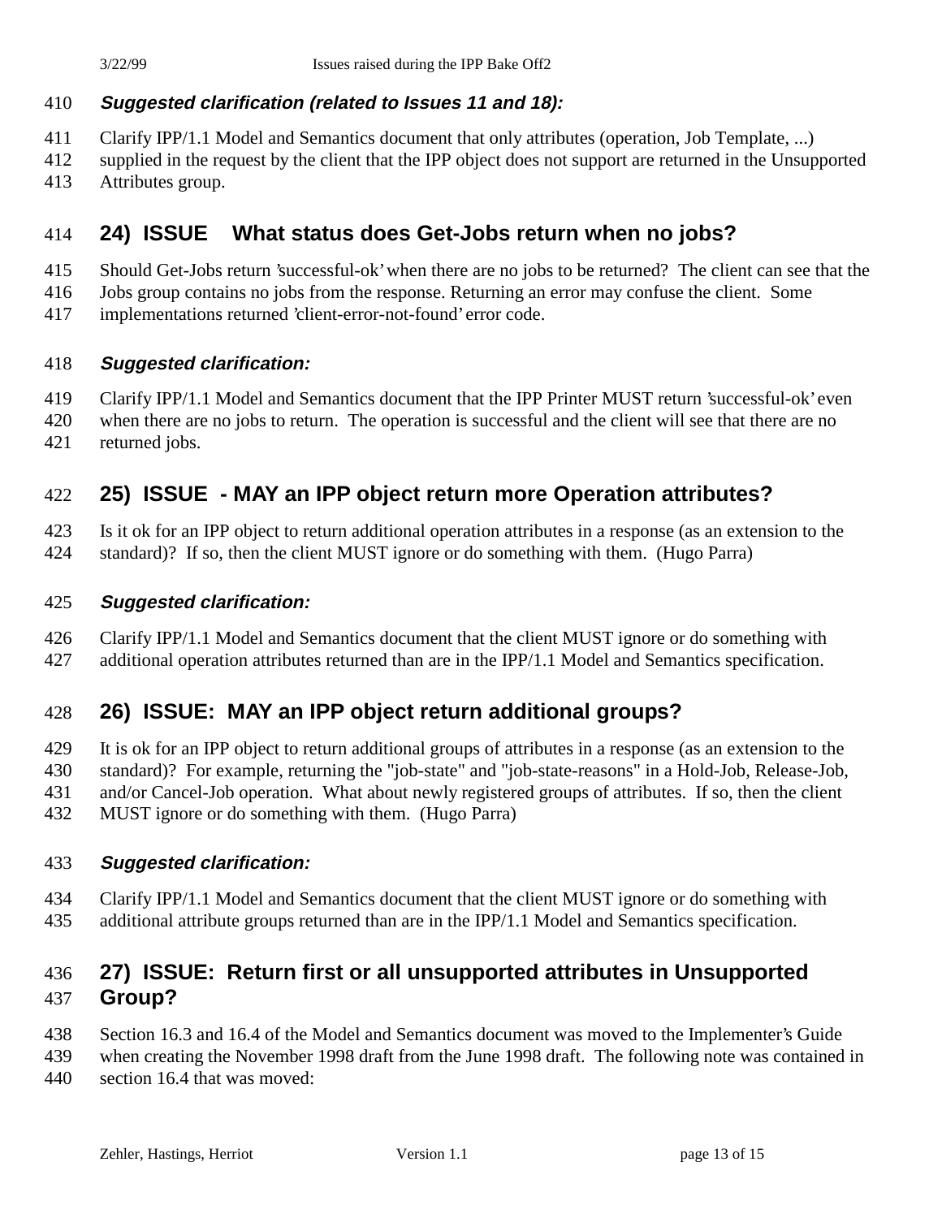***Suggested clarification (related to Issues 11 and 18):***

Clarify IPP/1.1 Model and Semantics document that only attributes (operation, Job Template, ...) supplied in the request by the client that the IPP object does not support are returned in the Unsupported Attributes group.

## 24) ISSUE What status does Get-Jobs return when no jobs?

Should Get-Jobs return 'successful-ok' when there are no jobs to be returned? The client can see that the Jobs group contains no jobs from the response. Returning an error may confuse the client. Some implementations returned 'client-error-not-found' error code.

***Suggested clarification:***

Clarify IPP/1.1 Model and Semantics document that the IPP Printer MUST return 'successful-ok' even when there are no jobs to return. The operation is successful and the client will see that there are no returned jobs.

## 25) ISSUE - MAY an IPP object return more Operation attributes?

Is it ok for an IPP object to return additional operation attributes in a response (as an extension to the standard)? If so, then the client MUST ignore or do something with them. (Hugo Parra)

***Suggested clarification:***

Clarify IPP/1.1 Model and Semantics document that the client MUST ignore or do something with additional operation attributes returned than are in the IPP/1.1 Model and Semantics specification.

## 26) ISSUE: MAY an IPP object return additional groups?

It is ok for an IPP object to return additional groups of attributes in a response (as an extension to the standard)? For example, returning the "job-state" and "job-state-reasons" in a Hold-Job, Release-Job, and/or Cancel-Job operation. What about newly registered groups of attributes. If so, then the client MUST ignore or do something with them. (Hugo Parra)

***Suggested clarification:***

Clarify IPP/1.1 Model and Semantics document that the client MUST ignore or do something with additional attribute groups returned than are in the IPP/1.1 Model and Semantics specification.

## 27) ISSUE: Return first or all unsupported attributes in Unsupported Group?

Section 16.3 and 16.4 of the Model and Semantics document was moved to the Implementer's Guide when creating the November 1998 draft from the June 1998 draft. The following note was contained in section 16.4 that was moved: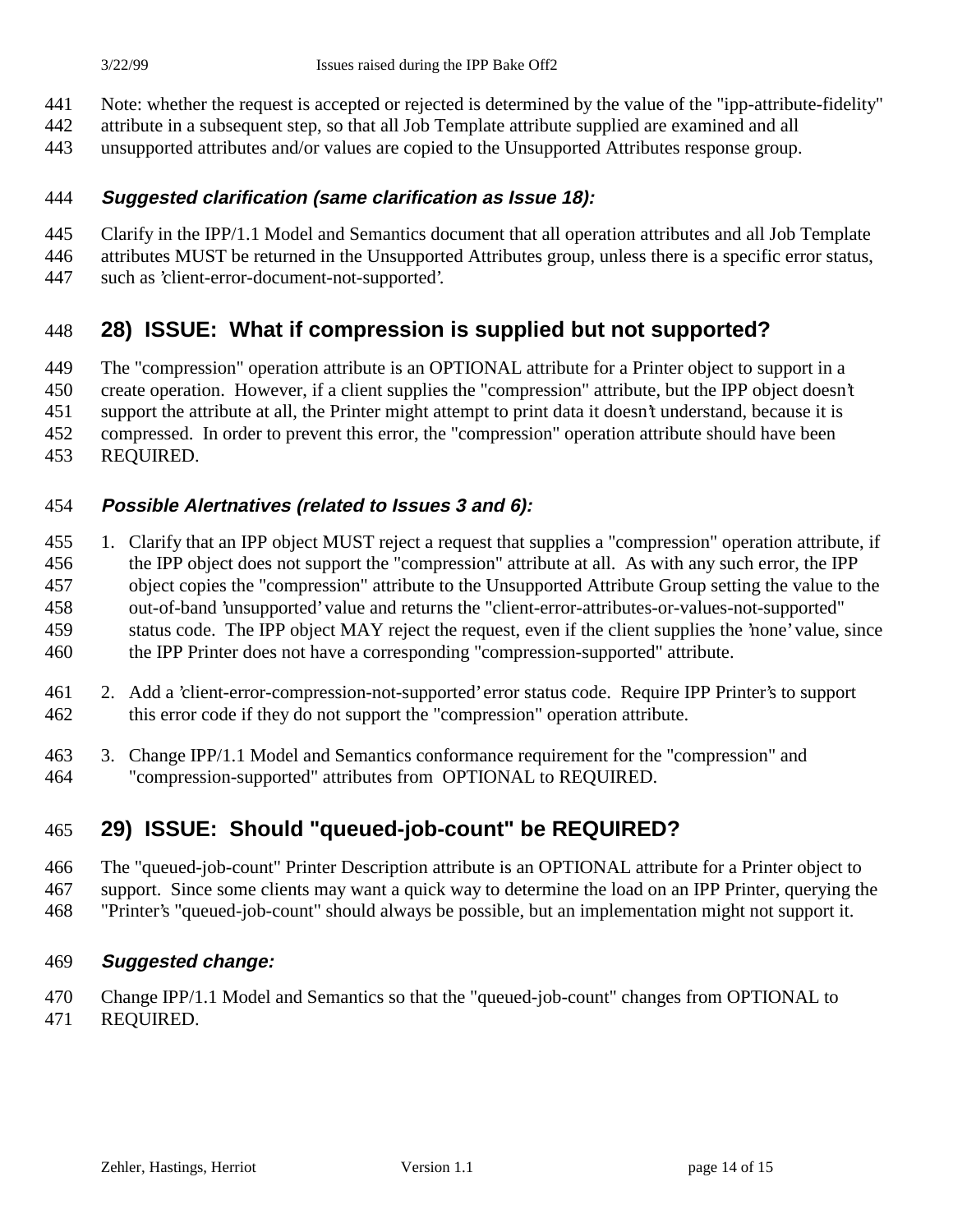Note: whether the request is accepted or rejected is determined by the value of the "ipp-attribute-fidelity" attribute in a subsequent step, so that all Job Template attribute supplied are examined and all unsupported attributes and/or values are copied to the Unsupported Attributes response group.

#### *Suggested clarification (same clarification as Issue 18):*

Clarify in the IPP/1.1 Model and Semantics document that all operation attributes and all Job Template attributes MUST be returned in the Unsupported Attributes group, unless there is a specific error status, such as 'client-error-document-not-supported'.

## 28) ISSUE: What if compression is supplied but not supported?

The "compression" operation attribute is an OPTIONAL attribute for a Printer object to support in a create operation. However, if a client supplies the "compression" attribute, but the IPP object doesn't support the attribute at all, the Printer might attempt to print data it doesn't understand, because it is compressed. In order to prevent this error, the "compression" operation attribute should have been REQUIRED.

#### *Possible Alertnatives (related to Issues 3 and 6):*

1. Clarify that an IPP object MUST reject a request that supplies a "compression" operation attribute, if the IPP object does not support the "compression" attribute at all. As with any such error, the IPP object copies the "compression" attribute to the Unsupported Attribute Group setting the value to the out-of-band 'unsupported' value and returns the "client-error-attributes-or-values-not-supported" status code. The IPP object MAY reject the request, even if the client supplies the 'none' value, since the IPP Printer does not have a corresponding "compression-supported" attribute.

2. Add a 'client-error-compression-not-supported' error status code. Require IPP Printer's to support this error code if they do not support the "compression" operation attribute.

3. Change IPP/1.1 Model and Semantics conformance requirement for the "compression" and "compression-supported" attributes from OPTIONAL to REQUIRED.

## 29) ISSUE: Should "queued-job-count" be REQUIRED?

The "queued-job-count" Printer Description attribute is an OPTIONAL attribute for a Printer object to support. Since some clients may want a quick way to determine the load on an IPP Printer, querying the "Printer's "queued-job-count" should always be possible, but an implementation might not support it.

#### *Suggested change:*

Change IPP/1.1 Model and Semantics so that the "queued-job-count" changes from OPTIONAL to REQUIRED.